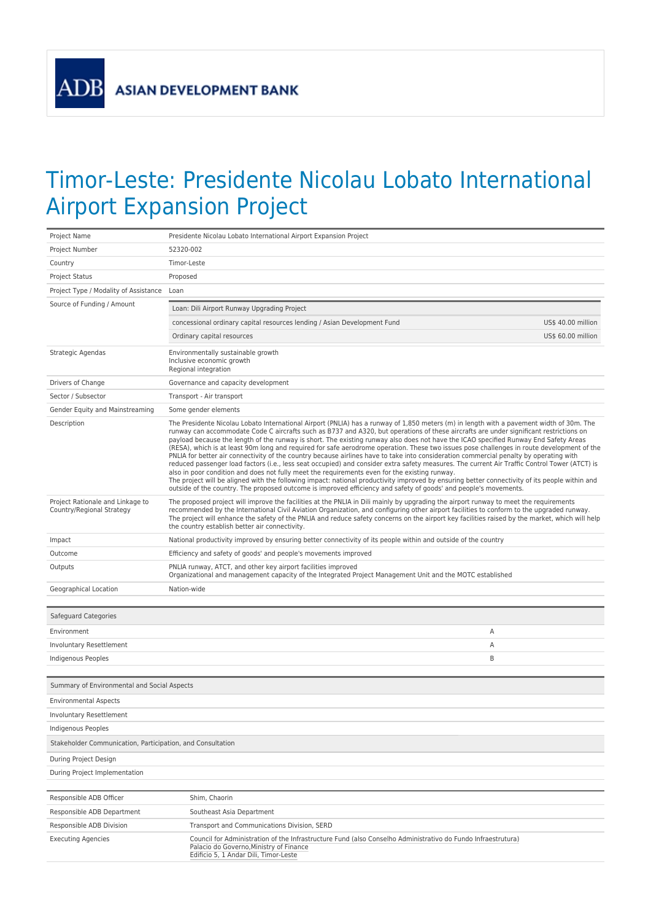ASIAN DEVELOPMENT BANK

# Timor-Leste: Presidente Nicolau Lobato International Airport Expansion Project

| | |
|---|---|
| Project Name | Presidente Nicolau Lobato International Airport Expansion Project |
| Project Number | 52320-002 |
| Country | Timor-Leste |
| Project Status | Proposed |
| Project Type / Modality of Assistance | Loan |
| Source of Funding / Amount | Loan: Dili Airport Runway Upgrading Project<br>concessional ordinary capital resources lending / Asian Development Fund — US$ 40.00 million<br>Ordinary capital resources — US$ 60.00 million |
| Strategic Agendas | Environmentally sustainable growth<br>Inclusive economic growth<br>Regional integration |
| Drivers of Change | Governance and capacity development |
| Sector / Subsector | Transport - Air transport |
| Gender Equity and Mainstreaming | Some gender elements |
| Description | The Presidente Nicolau Lobato International Airport (PNLIA) has a runway of 1,850 meters (m) in length with a pavement width of 30m. The runway can accommodate Code C aircrafts such as B737 and A320, but operations of these aircrafts are under significant restrictions on payload because the length of the runway is short. The existing runway also does not have the ICAO specified Runway End Safety Areas (RESA), which is at least 90m long and required for safe aerodrome operation. These two issues pose challenges in route development of the PNLIA for better air connectivity of the country because airlines have to take into consideration commercial penalty by operating with reduced passenger load factors (i.e., less seat occupied) and consider extra safety measures. The current Air Traffic Control Tower (ATCT) is also in poor condition and does not fully meet the requirements even for the existing runway.<br>The project will be aligned with the following impact: national productivity improved by ensuring better connectivity of its people within and outside of the country. The proposed outcome is improved efficiency and safety of goods' and people's movements. |
| Project Rationale and Linkage to Country/Regional Strategy | The proposed project will improve the facilities at the PNLIA in Dili mainly by upgrading the airport runway to meet the requirements recommended by the International Civil Aviation Organization, and configuring other airport facilities to conform to the upgraded runway. The project will enhance the safety of the PNLIA and reduce safety concerns on the airport key facilities raised by the market, which will help the country establish better air connectivity. |
| Impact | National productivity improved by ensuring better connectivity of its people within and outside of the country |
| Outcome | Efficiency and safety of goods' and people's movements improved |
| Outputs | PNLIA runway, ATCT, and other key airport facilities improved<br>Organizational and management capacity of the Integrated Project Management Unit and the MOTC established |
| Geographical Location | Nation-wide |

| Safeguard Categories | |
|---|---|
| Environment | A |
| Involuntary Resettlement | A |
| Indigenous Peoples | B |

| Summary of Environmental and Social Aspects |
|---|
| Environmental Aspects |
| Involuntary Resettlement |
| Indigenous Peoples |
| **Stakeholder Communication, Participation, and Consultation** |
| During Project Design |
| During Project Implementation |

| | |
|---|---|
| Responsible ADB Officer | Shim, Chaorin |
| Responsible ADB Department | Southeast Asia Department |
| Responsible ADB Division | Transport and Communications Division, SERD |
| Executing Agencies | Council for Administration of the Infrastructure Fund (also Conselho Administrativo do Fundo Infraestrutura)<br>Palacio do Governo,Ministry of Finance<br>Edificio 5, 1 Andar Dili, Timor-Leste |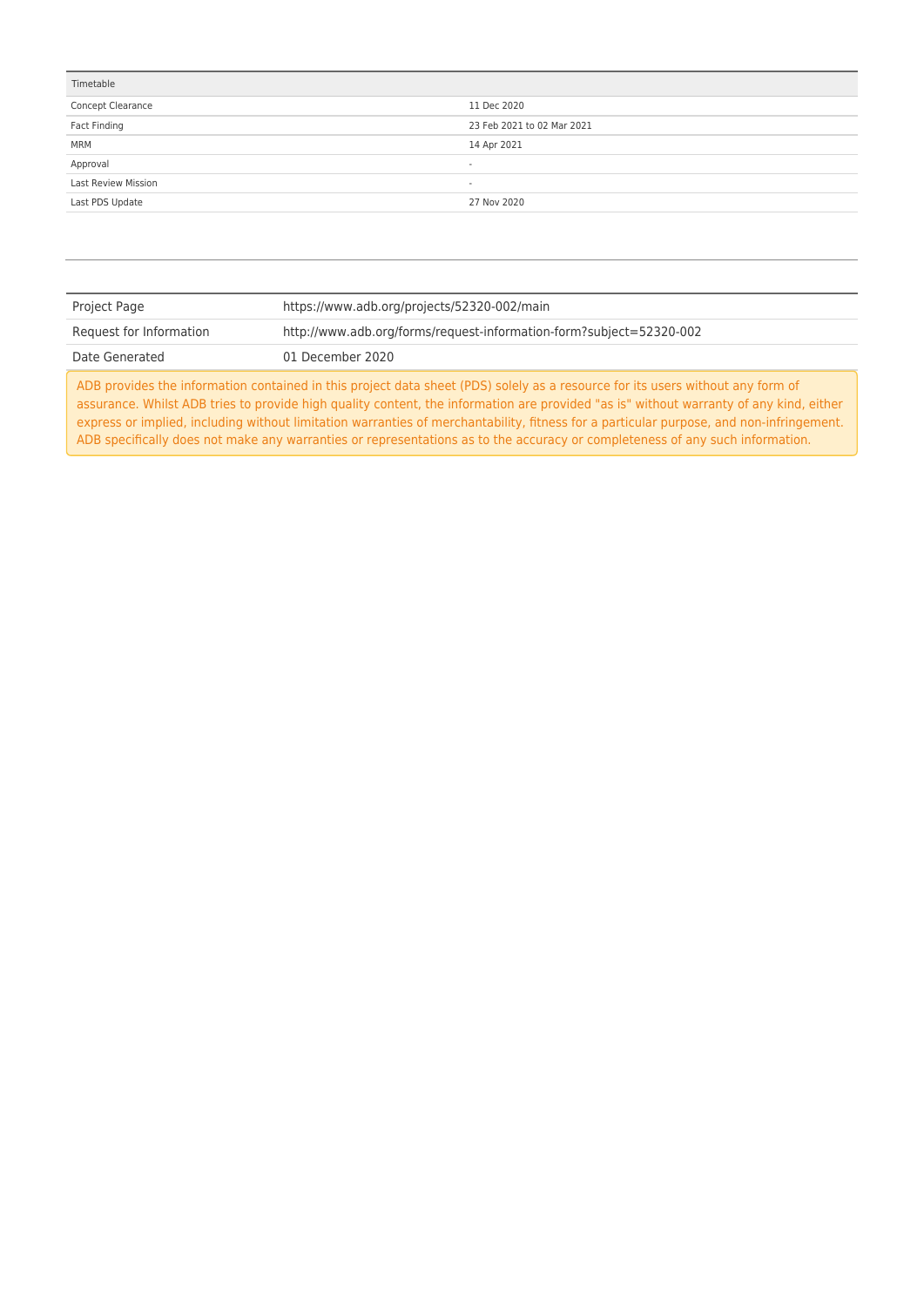| Timetable | |
|---|---|
| Concept Clearance | 11 Dec 2020 |
| Fact Finding | 23 Feb 2021 to 02 Mar 2021 |
| MRM | 14 Apr 2021 |
| Approval | - |
| Last Review Mission | - |
| Last PDS Update | 27 Nov 2020 |

| | |
|---|---|
| Project Page | https://www.adb.org/projects/52320-002/main |
| Request for Information | http://www.adb.org/forms/request-information-form?subject=52320-002 |
| Date Generated | 01 December 2020 |

ADB provides the information contained in this project data sheet (PDS) solely as a resource for its users without any form of assurance. Whilst ADB tries to provide high quality content, the information are provided "as is" without warranty of any kind, either express or implied, including without limitation warranties of merchantability, fitness for a particular purpose, and non-infringement. ADB specifically does not make any warranties or representations as to the accuracy or completeness of any such information.